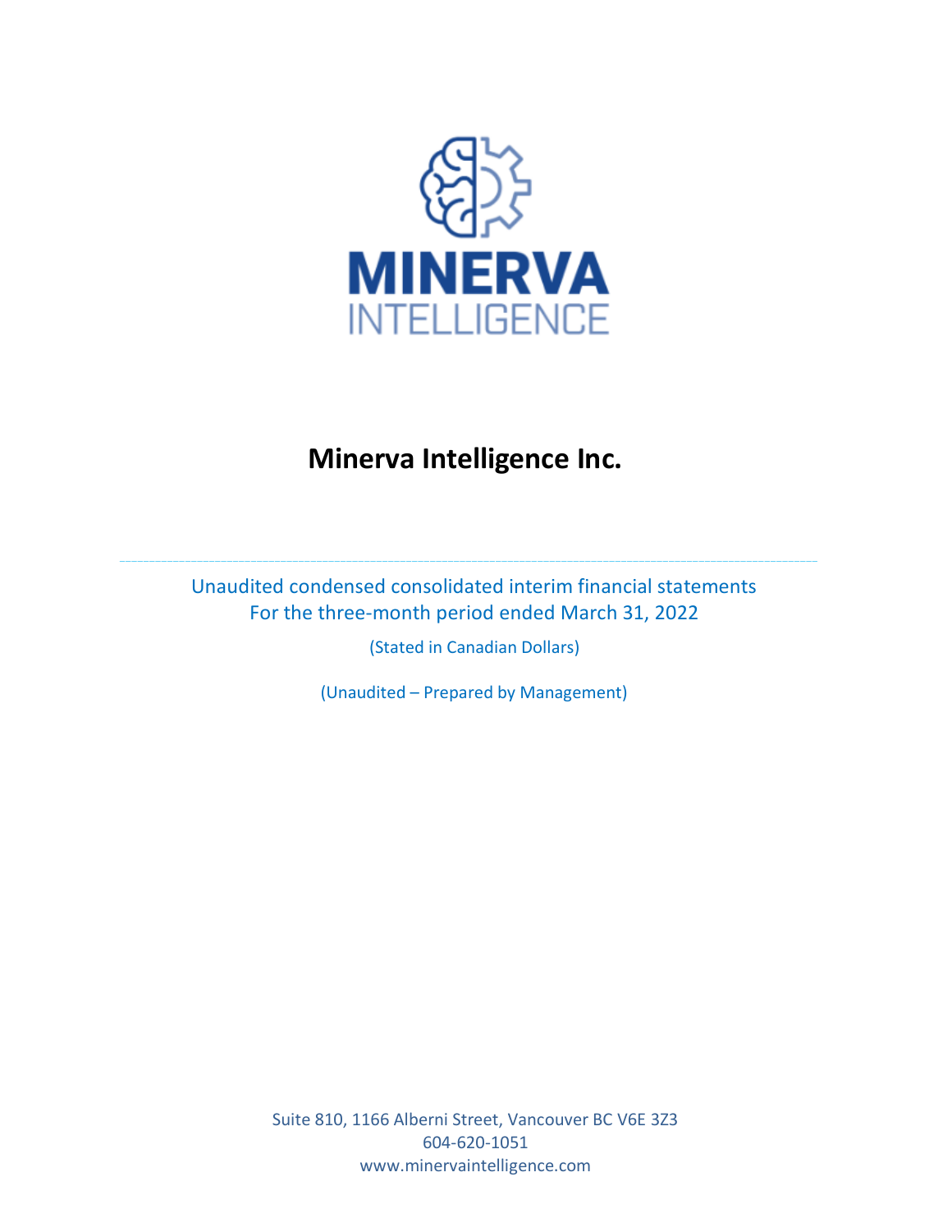MINERVA
INTELLIGENCE

# Minerva Intelligence Inc.

---

Unaudited condensed consolidated interim financial statements
For the three-month period ended March 31, 2022

(Stated in Canadian Dollars)

(Unaudited – Prepared by Management)

Suite 810, 1166 Alberni Street, Vancouver BC V6E 3Z3
604-620-1051
www.minervaintelligence.com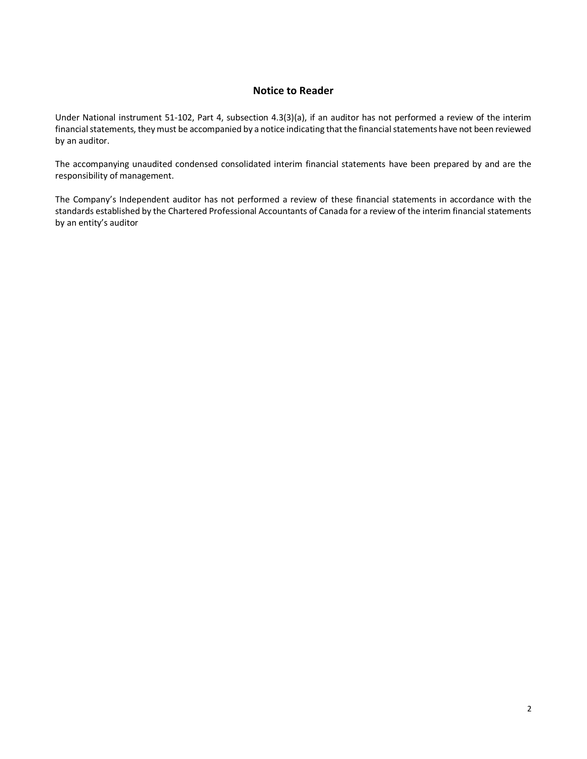## Notice to Reader

Under National instrument 51-102, Part 4, subsection 4.3(3)(a), if an auditor has not performed a review of the interim financial statements, they must be accompanied by a notice indicating that the financial statements have not been reviewed by an auditor.

The accompanying unaudited condensed consolidated interim financial statements have been prepared by and are the responsibility of management.

The Company's Independent auditor has not performed a review of these financial statements in accordance with the standards established by the Chartered Professional Accountants of Canada for a review of the interim financial statements by an entity's auditor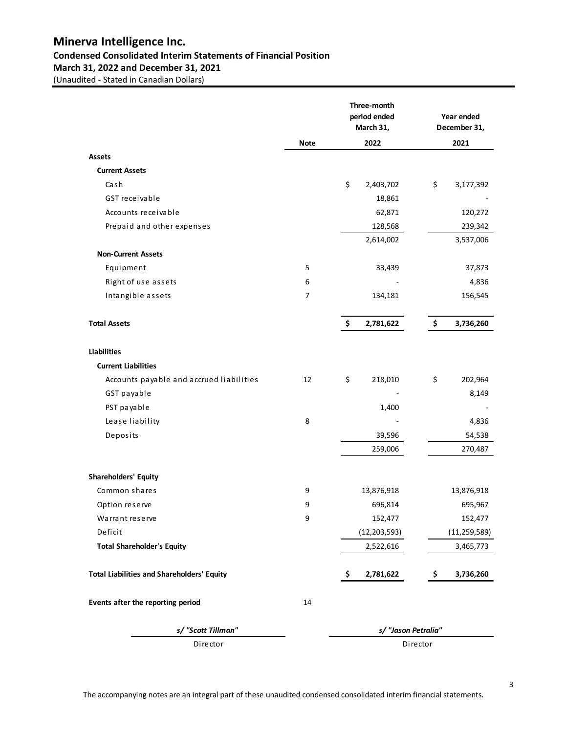# Minerva Intelligence Inc.

## Condensed Consolidated Interim Statements of Financial Position

### March 31, 2022 and December 31, 2021

(Unaudited - Stated in Canadian Dollars)

| | Note | Three-month period ended March 31, 2022 | Year ended December 31, 2021 |
|---|---|---|---|
| **Assets** | | | |
| **Current Assets** | | | |
| Cash | | $ 2,403,702 | $ 3,177,392 |
| GST receivable | | 18,861 | - |
| Accounts receivable | | 62,871 | 120,272 |
| Prepaid and other expenses | | 128,568 | 239,342 |
| | | 2,614,002 | 3,537,006 |
| **Non-Current Assets** | | | |
| Equipment | 5 | 33,439 | 37,873 |
| Right of use assets | 6 | - | 4,836 |
| Intangible assets | 7 | 134,181 | 156,545 |
| **Total Assets** | | **$ 2,781,622** | **$ 3,736,260** |
| **Liabilities** | | | |
| **Current Liabilities** | | | |
| Accounts payable and accrued liabilities | 12 | $ 218,010 | $ 202,964 |
| GST payable | | - | 8,149 |
| PST payable | | 1,400 | - |
| Lease liability | 8 | - | 4,836 |
| Deposits | | 39,596 | 54,538 |
| | | 259,006 | 270,487 |
| **Shareholders' Equity** | | | |
| Common shares | 9 | 13,876,918 | 13,876,918 |
| Option reserve | 9 | 696,814 | 695,967 |
| Warrant reserve | 9 | 152,477 | 152,477 |
| Deficit | | (12,203,593) | (11,259,589) |
| **Total Shareholder's Equity** | | 2,522,616 | 3,465,773 |
| **Total Liabilities and Shareholders' Equity** | | **$ 2,781,622** | **$ 3,736,260** |
| **Events after the reporting period** | 14 | | |

*s/ "Scott Tillman"*
Director

*s/ "Jason Petralia"*
Director

The accompanying notes are an integral part of these unaudited condensed consolidated interim financial statements.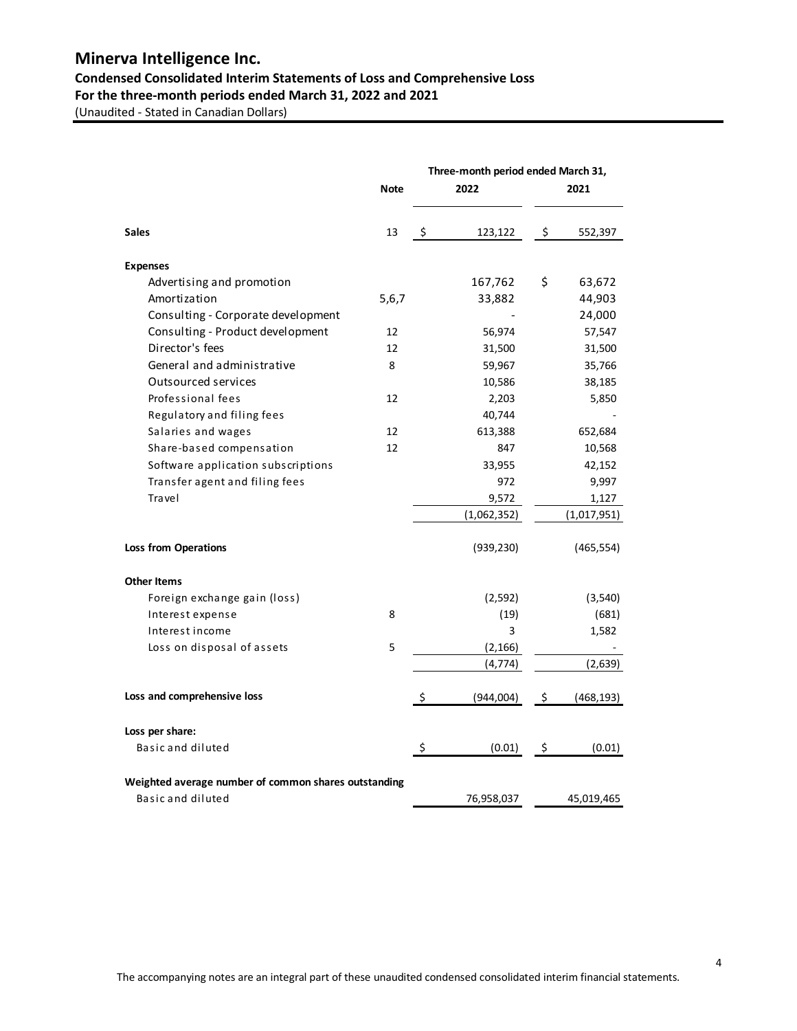# Minerva Intelligence Inc.

## Condensed Consolidated Interim Statements of Loss and Comprehensive Loss

## For the three-month periods ended March 31, 2022 and 2021

(Unaudited - Stated in Canadian Dollars)

| | Note | Three-month period ended March 31, 2022 | 2021 |
|---|---|---|---|
| **Sales** | 13 | $ 123,122 | $ 552,397 |
| **Expenses** | | | |
| Advertising and promotion | | 167,762 | $ 63,672 |
| Amortization | 5,6,7 | 33,882 | 44,903 |
| Consulting - Corporate development | | - | 24,000 |
| Consulting - Product development | 12 | 56,974 | 57,547 |
| Director's fees | 12 | 31,500 | 31,500 |
| General and administrative | 8 | 59,967 | 35,766 |
| Outsourced services | | 10,586 | 38,185 |
| Professional fees | 12 | 2,203 | 5,850 |
| Regulatory and filing fees | | 40,744 | - |
| Salaries and wages | 12 | 613,388 | 652,684 |
| Share-based compensation | 12 | 847 | 10,568 |
| Software application subscriptions | | 33,955 | 42,152 |
| Transfer agent and filing fees | | 972 | 9,997 |
| Travel | | 9,572 | 1,127 |
| | | (1,062,352) | (1,017,951) |
| **Loss from Operations** | | (939,230) | (465,554) |
| **Other Items** | | | |
| Foreign exchange gain (loss) | | (2,592) | (3,540) |
| Interest expense | 8 | (19) | (681) |
| Interest income | | 3 | 1,582 |
| Loss on disposal of assets | 5 | (2,166) | - |
| | | (4,774) | (2,639) |
| **Loss and comprehensive loss** | | $ (944,004) | $ (468,193) |
| **Loss per share:** | | | |
| Basic and diluted | | $ (0.01) | $ (0.01) |
| **Weighted average number of common shares outstanding** | | | |
| Basic and diluted | | 76,958,037 | 45,019,465 |

The accompanying notes are an integral part of these unaudited condensed consolidated interim financial statements.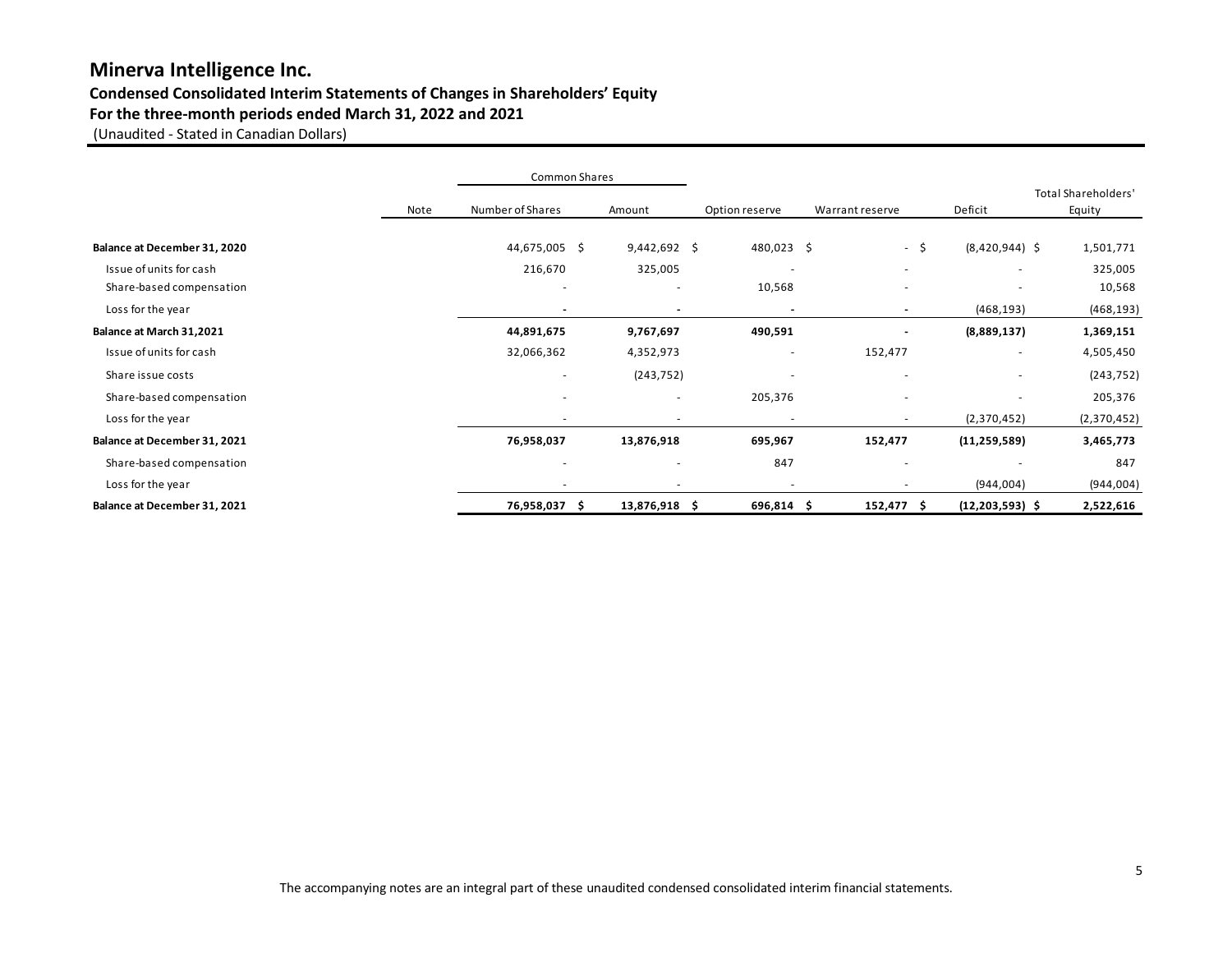# Minerva Intelligence Inc.

## Condensed Consolidated Interim Statements of Changes in Shareholders' Equity

## For the three-month periods ended March 31, 2022 and 2021

(Unaudited - Stated in Canadian Dollars)

| | | Common Shares | | | | | |
|---|---|---|---|---|---|---|---|
| | Note | Number of Shares | Amount | Option reserve | Warrant reserve | Deficit | Total Shareholders' Equity |
| **Balance at December 31, 2020** | | 44,675,005 | $ 9,442,692 | $ 480,023 | $ - | $ (8,420,944) | $ 1,501,771 |
| Issue of units for cash | | 216,670 | 325,005 | - | - | - | 325,005 |
| Share-based compensation | | - | - | 10,568 | - | - | 10,568 |
| Loss for the year | | - | - | - | - | (468,193) | (468,193) |
| **Balance at March 31,2021** | | **44,891,675** | **9,767,697** | **490,591** | **-** | **(8,889,137)** | **1,369,151** |
| Issue of units for cash | | 32,066,362 | 4,352,973 | - | 152,477 | - | 4,505,450 |
| Share issue costs | | - | (243,752) | - | - | - | (243,752) |
| Share-based compensation | | - | - | 205,376 | - | - | 205,376 |
| Loss for the year | | - | - | - | - | (2,370,452) | (2,370,452) |
| **Balance at December 31, 2021** | | **76,958,037** | **13,876,918** | **695,967** | **152,477** | **(11,259,589)** | **3,465,773** |
| Share-based compensation | | - | - | 847 | - | - | 847 |
| Loss for the year | | - | - | - | - | (944,004) | (944,004) |
| **Balance at December 31, 2021** | | **76,958,037** | **$ 13,876,918** | **$ 696,814** | **$ 152,477** | **$ (12,203,593)** | **$ 2,522,616** |

The accompanying notes are an integral part of these unaudited condensed consolidated interim financial statements.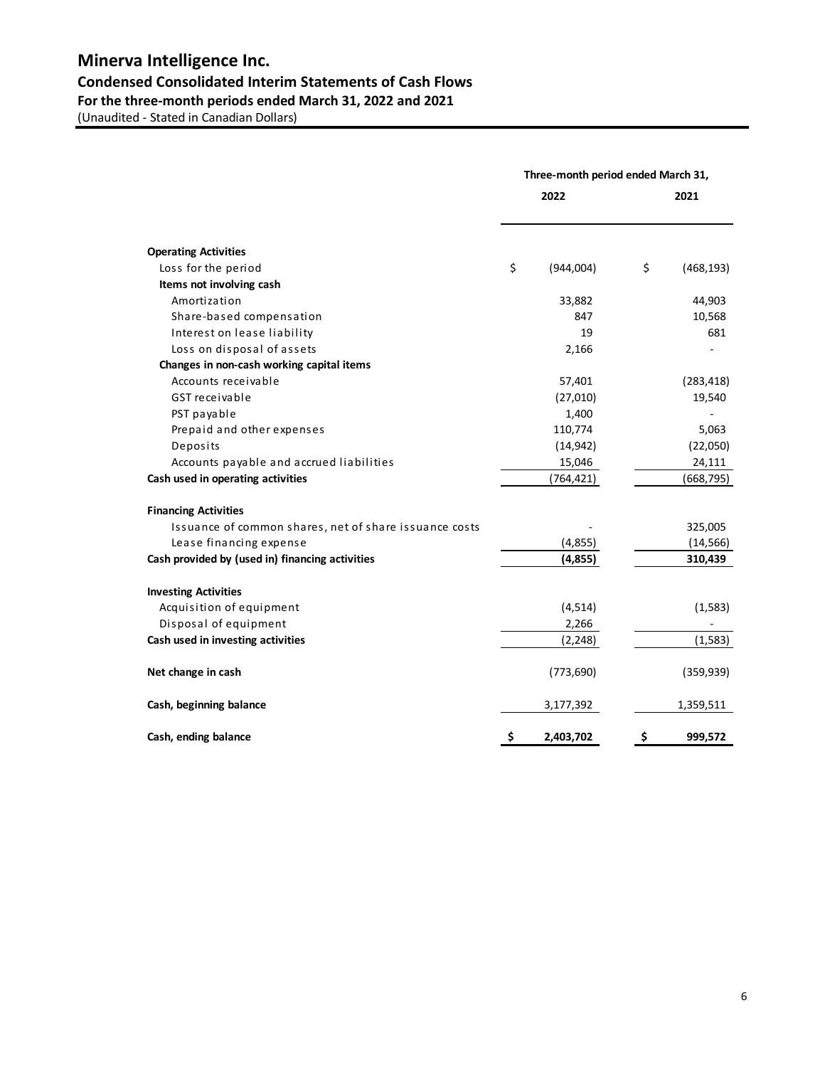# Minerva Intelligence Inc.

## Condensed Consolidated Interim Statements of Cash Flows

### For the three-month periods ended March 31, 2022 and 2021

(Unaudited - Stated in Canadian Dollars)

| | Three-month period ended March 31, | |
|---|---|---|
| | 2022 | 2021 |
| **Operating Activities** | | |
| Loss for the period | $ (944,004) | $ (468,193) |
| **Items not involving cash** | | |
| Amortization | 33,882 | 44,903 |
| Share-based compensation | 847 | 10,568 |
| Interest on lease liability | 19 | 681 |
| Loss on disposal of assets | 2,166 | - |
| **Changes in non-cash working capital items** | | |
| Accounts receivable | 57,401 | (283,418) |
| GST receivable | (27,010) | 19,540 |
| PST payable | 1,400 | - |
| Prepaid and other expenses | 110,774 | 5,063 |
| Deposits | (14,942) | (22,050) |
| Accounts payable and accrued liabilities | 15,046 | 24,111 |
| **Cash used in operating activities** | (764,421) | (668,795) |
| **Financing Activities** | | |
| Issuance of common shares, net of share issuance costs | - | 325,005 |
| Lease financing expense | (4,855) | (14,566) |
| **Cash provided by (used in) financing activities** | **(4,855)** | **310,439** |
| **Investing Activities** | | |
| Acquisition of equipment | (4,514) | (1,583) |
| Disposal of equipment | 2,266 | - |
| **Cash used in investing activities** | (2,248) | (1,583) |
| **Net change in cash** | (773,690) | (359,939) |
| **Cash, beginning balance** | 3,177,392 | 1,359,511 |
| **Cash, ending balance** | **$ 2,403,702** | **$ 999,572** |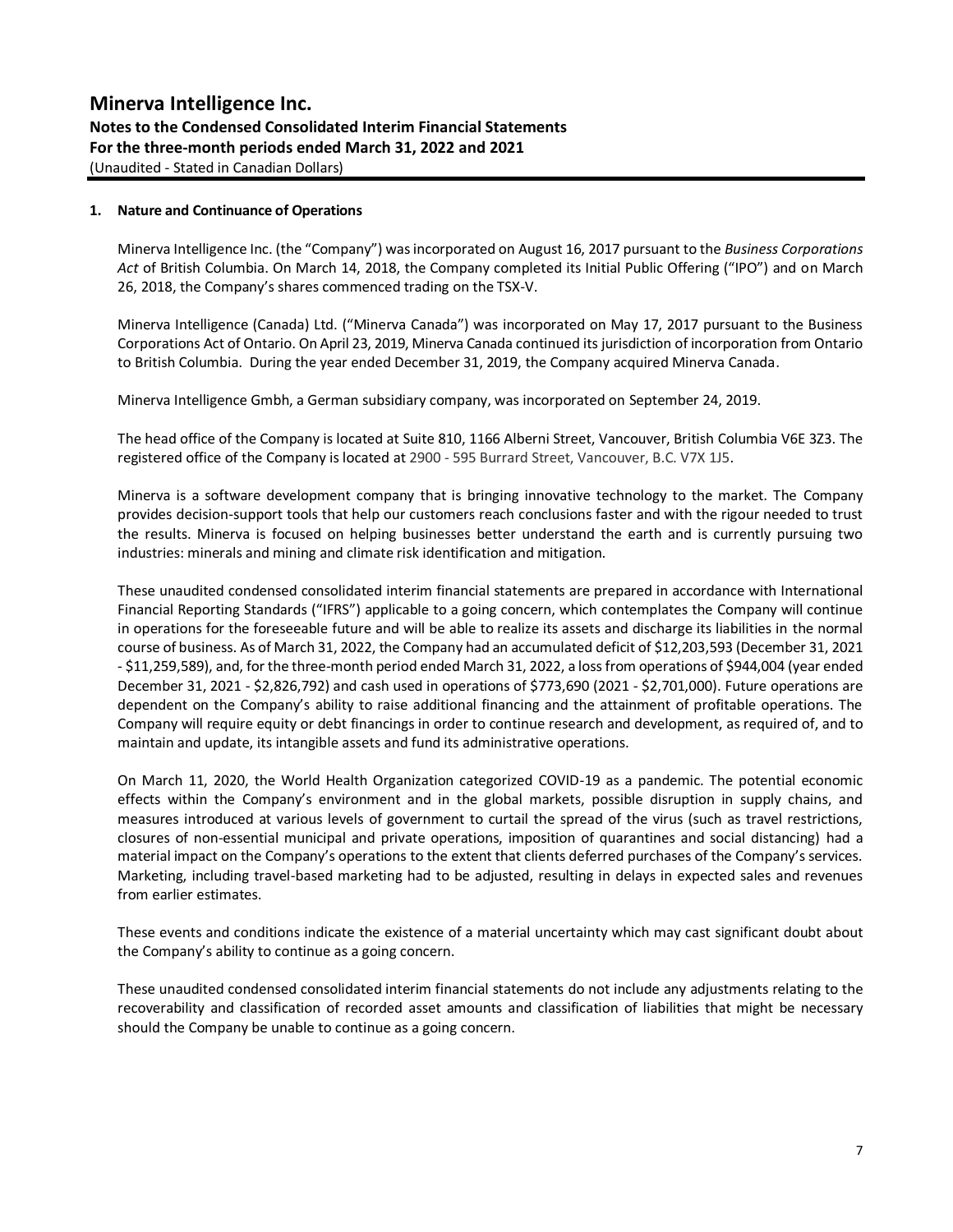# Minerva Intelligence Inc.

**Notes to the Condensed Consolidated Interim Financial Statements**
**For the three-month periods ended March 31, 2022 and 2021**
(Unaudited - Stated in Canadian Dollars)

## 1. Nature and Continuance of Operations

Minerva Intelligence Inc. (the "Company") was incorporated on August 16, 2017 pursuant to the *Business Corporations Act* of British Columbia. On March 14, 2018, the Company completed its Initial Public Offering ("IPO") and on March 26, 2018, the Company's shares commenced trading on the TSX-V.

Minerva Intelligence (Canada) Ltd. ("Minerva Canada") was incorporated on May 17, 2017 pursuant to the Business Corporations Act of Ontario. On April 23, 2019, Minerva Canada continued its jurisdiction of incorporation from Ontario to British Columbia. During the year ended December 31, 2019, the Company acquired Minerva Canada.

Minerva Intelligence Gmbh, a German subsidiary company, was incorporated on September 24, 2019.

The head office of the Company is located at Suite 810, 1166 Alberni Street, Vancouver, British Columbia V6E 3Z3. The registered office of the Company is located at 2900 - 595 Burrard Street, Vancouver, B.C. V7X 1J5.

Minerva is a software development company that is bringing innovative technology to the market. The Company provides decision-support tools that help our customers reach conclusions faster and with the rigour needed to trust the results. Minerva is focused on helping businesses better understand the earth and is currently pursuing two industries: minerals and mining and climate risk identification and mitigation.

These unaudited condensed consolidated interim financial statements are prepared in accordance with International Financial Reporting Standards ("IFRS") applicable to a going concern, which contemplates the Company will continue in operations for the foreseeable future and will be able to realize its assets and discharge its liabilities in the normal course of business. As of March 31, 2022, the Company had an accumulated deficit of $12,203,593 (December 31, 2021 - $11,259,589), and, for the three-month period ended March 31, 2022, a loss from operations of $944,004 (year ended December 31, 2021 - $2,826,792) and cash used in operations of $773,690 (2021 - $2,701,000). Future operations are dependent on the Company's ability to raise additional financing and the attainment of profitable operations. The Company will require equity or debt financings in order to continue research and development, as required of, and to maintain and update, its intangible assets and fund its administrative operations.

On March 11, 2020, the World Health Organization categorized COVID-19 as a pandemic. The potential economic effects within the Company's environment and in the global markets, possible disruption in supply chains, and measures introduced at various levels of government to curtail the spread of the virus (such as travel restrictions, closures of non-essential municipal and private operations, imposition of quarantines and social distancing) had a material impact on the Company's operations to the extent that clients deferred purchases of the Company's services. Marketing, including travel-based marketing had to be adjusted, resulting in delays in expected sales and revenues from earlier estimates.

These events and conditions indicate the existence of a material uncertainty which may cast significant doubt about the Company's ability to continue as a going concern.

These unaudited condensed consolidated interim financial statements do not include any adjustments relating to the recoverability and classification of recorded asset amounts and classification of liabilities that might be necessary should the Company be unable to continue as a going concern.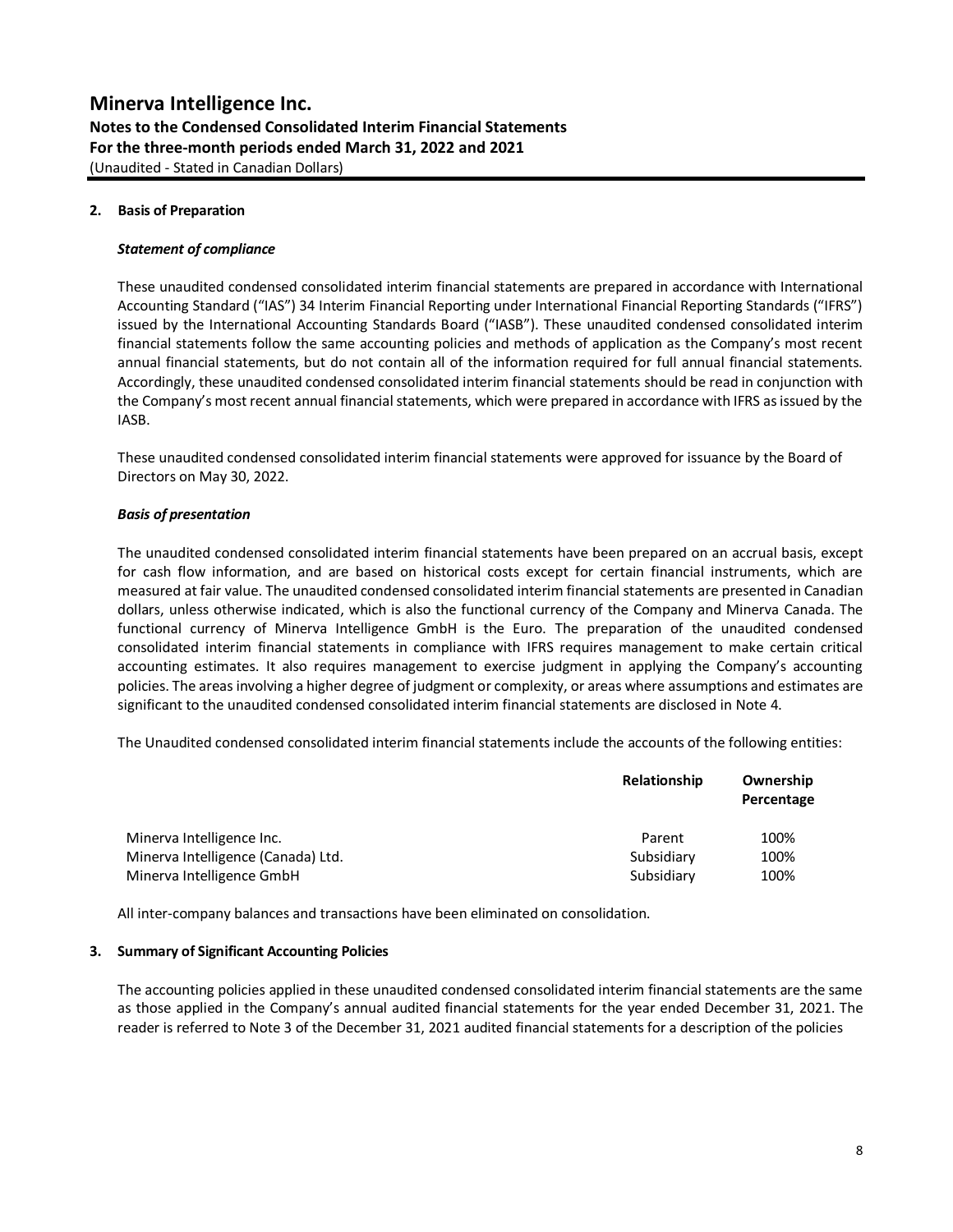## 2. Basis of Preparation

### *Statement of compliance*

These unaudited condensed consolidated interim financial statements are prepared in accordance with International Accounting Standard ("IAS") 34 Interim Financial Reporting under International Financial Reporting Standards ("IFRS") issued by the International Accounting Standards Board ("IASB"). These unaudited condensed consolidated interim financial statements follow the same accounting policies and methods of application as the Company's most recent annual financial statements, but do not contain all of the information required for full annual financial statements. Accordingly, these unaudited condensed consolidated interim financial statements should be read in conjunction with the Company's most recent annual financial statements, which were prepared in accordance with IFRS as issued by the IASB.

These unaudited condensed consolidated interim financial statements were approved for issuance by the Board of Directors on May 30, 2022.

### *Basis of presentation*

The unaudited condensed consolidated interim financial statements have been prepared on an accrual basis, except for cash flow information, and are based on historical costs except for certain financial instruments, which are measured at fair value. The unaudited condensed consolidated interim financial statements are presented in Canadian dollars, unless otherwise indicated, which is also the functional currency of the Company and Minerva Canada. The functional currency of Minerva Intelligence GmbH is the Euro. The preparation of the unaudited condensed consolidated interim financial statements in compliance with IFRS requires management to make certain critical accounting estimates. It also requires management to exercise judgment in applying the Company's accounting policies. The areas involving a higher degree of judgment or complexity, or areas where assumptions and estimates are significant to the unaudited condensed consolidated interim financial statements are disclosed in Note 4.

The Unaudited condensed consolidated interim financial statements include the accounts of the following entities:

| | Relationship | Ownership Percentage |
|---|---|---|
| Minerva Intelligence Inc. | Parent | 100% |
| Minerva Intelligence (Canada) Ltd. | Subsidiary | 100% |
| Minerva Intelligence GmbH | Subsidiary | 100% |

All inter-company balances and transactions have been eliminated on consolidation.

## 3. Summary of Significant Accounting Policies

The accounting policies applied in these unaudited condensed consolidated interim financial statements are the same as those applied in the Company's annual audited financial statements for the year ended December 31, 2021. The reader is referred to Note 3 of the December 31, 2021 audited financial statements for a description of the policies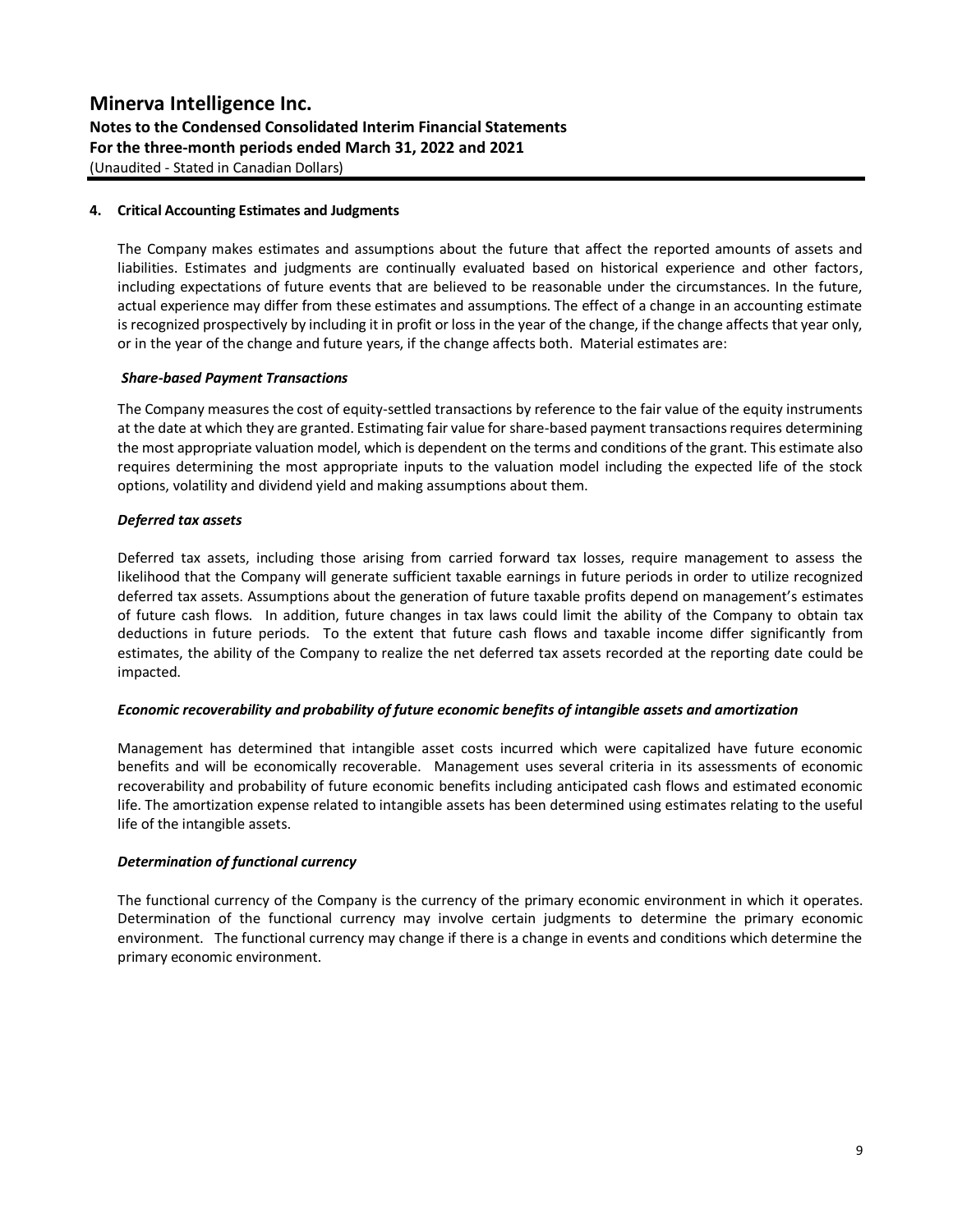## 4. Critical Accounting Estimates and Judgments

The Company makes estimates and assumptions about the future that affect the reported amounts of assets and liabilities. Estimates and judgments are continually evaluated based on historical experience and other factors, including expectations of future events that are believed to be reasonable under the circumstances. In the future, actual experience may differ from these estimates and assumptions. The effect of a change in an accounting estimate is recognized prospectively by including it in profit or loss in the year of the change, if the change affects that year only, or in the year of the change and future years, if the change affects both. Material estimates are:

***Share-based Payment Transactions***

The Company measures the cost of equity-settled transactions by reference to the fair value of the equity instruments at the date at which they are granted. Estimating fair value for share-based payment transactions requires determining the most appropriate valuation model, which is dependent on the terms and conditions of the grant. This estimate also requires determining the most appropriate inputs to the valuation model including the expected life of the stock options, volatility and dividend yield and making assumptions about them.

***Deferred tax assets***

Deferred tax assets, including those arising from carried forward tax losses, require management to assess the likelihood that the Company will generate sufficient taxable earnings in future periods in order to utilize recognized deferred tax assets. Assumptions about the generation of future taxable profits depend on management's estimates of future cash flows. In addition, future changes in tax laws could limit the ability of the Company to obtain tax deductions in future periods. To the extent that future cash flows and taxable income differ significantly from estimates, the ability of the Company to realize the net deferred tax assets recorded at the reporting date could be impacted.

***Economic recoverability and probability of future economic benefits of intangible assets and amortization***

Management has determined that intangible asset costs incurred which were capitalized have future economic benefits and will be economically recoverable. Management uses several criteria in its assessments of economic recoverability and probability of future economic benefits including anticipated cash flows and estimated economic life. The amortization expense related to intangible assets has been determined using estimates relating to the useful life of the intangible assets.

***Determination of functional currency***

The functional currency of the Company is the currency of the primary economic environment in which it operates. Determination of the functional currency may involve certain judgments to determine the primary economic environment. The functional currency may change if there is a change in events and conditions which determine the primary economic environment.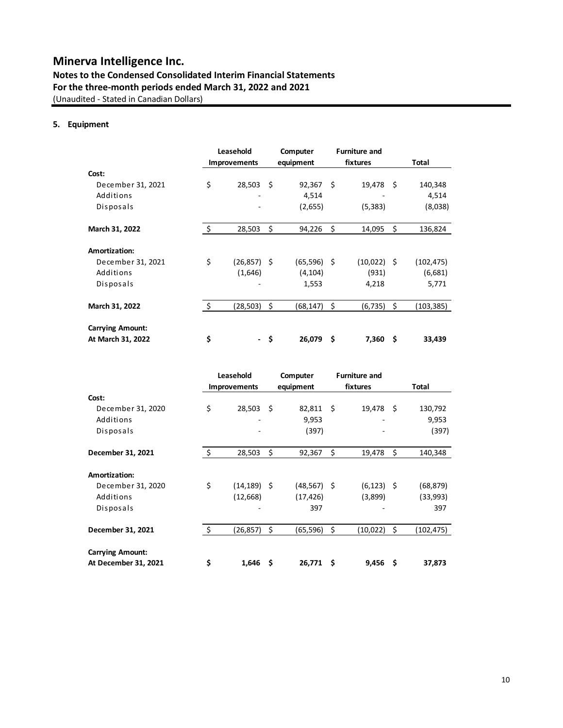# Minerva Intelligence Inc.

**Notes to the Condensed Consolidated Interim Financial Statements**
**For the three-month periods ended March 31, 2022 and 2021**
(Unaudited - Stated in Canadian Dollars)

## 5. Equipment

| | Leasehold Improvements | Computer equipment | Furniture and fixtures | Total |
|---|---|---|---|---|
| **Cost:** | | | | |
| December 31, 2021 | $ 28,503 | $ 92,367 | $ 19,478 | $ 140,348 |
| Additions | - | 4,514 | - | 4,514 |
| Disposals | - | (2,655) | (5,383) | (8,038) |
| **March 31, 2022** | $ 28,503 | $ 94,226 | $ 14,095 | $ 136,824 |
| **Amortization:** | | | | |
| December 31, 2021 | $ (26,857) | $ (65,596) | $ (10,022) | $ (102,475) |
| Additions | (1,646) | (4,104) | (931) | (6,681) |
| Disposals | - | 1,553 | 4,218 | 5,771 |
| **March 31, 2022** | $ (28,503) | $ (68,147) | $ (6,735) | $ (103,385) |
| **Carrying Amount:** | | | | |
| **At March 31, 2022** | **$ -** | **$ 26,079** | **$ 7,360** | **$ 33,439** |

| | Leasehold Improvements | Computer equipment | Furniture and fixtures | Total |
|---|---|---|---|---|
| **Cost:** | | | | |
| December 31, 2020 | $ 28,503 | $ 82,811 | $ 19,478 | $ 130,792 |
| Additions | - | 9,953 | - | 9,953 |
| Disposals | - | (397) | - | (397) |
| **December 31, 2021** | $ 28,503 | $ 92,367 | $ 19,478 | $ 140,348 |
| **Amortization:** | | | | |
| December 31, 2020 | $ (14,189) | $ (48,567) | $ (6,123) | $ (68,879) |
| Additions | (12,668) | (17,426) | (3,899) | (33,993) |
| Disposals | - | 397 | - | 397 |
| **December 31, 2021** | $ (26,857) | $ (65,596) | $ (10,022) | $ (102,475) |
| **Carrying Amount:** | | | | |
| **At December 31, 2021** | **$ 1,646** | **$ 26,771** | **$ 9,456** | **$ 37,873** |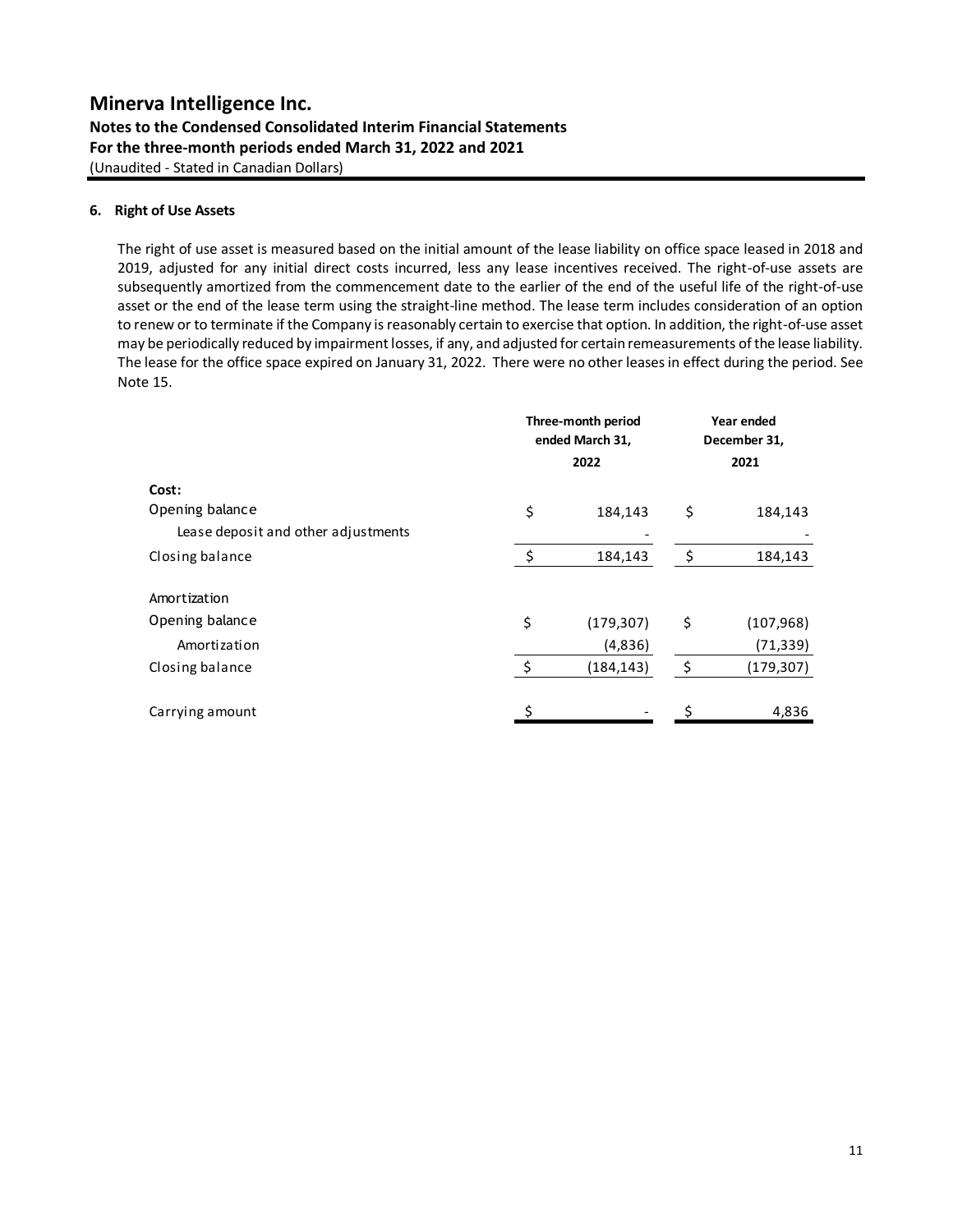## 6. Right of Use Assets

The right of use asset is measured based on the initial amount of the lease liability on office space leased in 2018 and 2019, adjusted for any initial direct costs incurred, less any lease incentives received. The right-of-use assets are subsequently amortized from the commencement date to the earlier of the end of the useful life of the right-of-use asset or the end of the lease term using the straight-line method. The lease term includes consideration of an option to renew or to terminate if the Company is reasonably certain to exercise that option. In addition, the right-of-use asset may be periodically reduced by impairment losses, if any, and adjusted for certain remeasurements of the lease liability. The lease for the office space expired on January 31, 2022. There were no other leases in effect during the period. See Note 15.

| | Three-month period ended March 31, 2022 | Year ended December 31, 2021 |
|---|---|---|
| **Cost:** | | |
| Opening balance | $ 184,143 | $ 184,143 |
| Lease deposit and other adjustments | - | - |
| Closing balance | $ 184,143 | $ 184,143 |
| | | |
| Amortization | | |
| Opening balance | $ (179,307) | $ (107,968) |
| Amortization | (4,836) | (71,339) |
| Closing balance | $ (184,143) | $ (179,307) |
| | | |
| Carrying amount | $ - | $ 4,836 |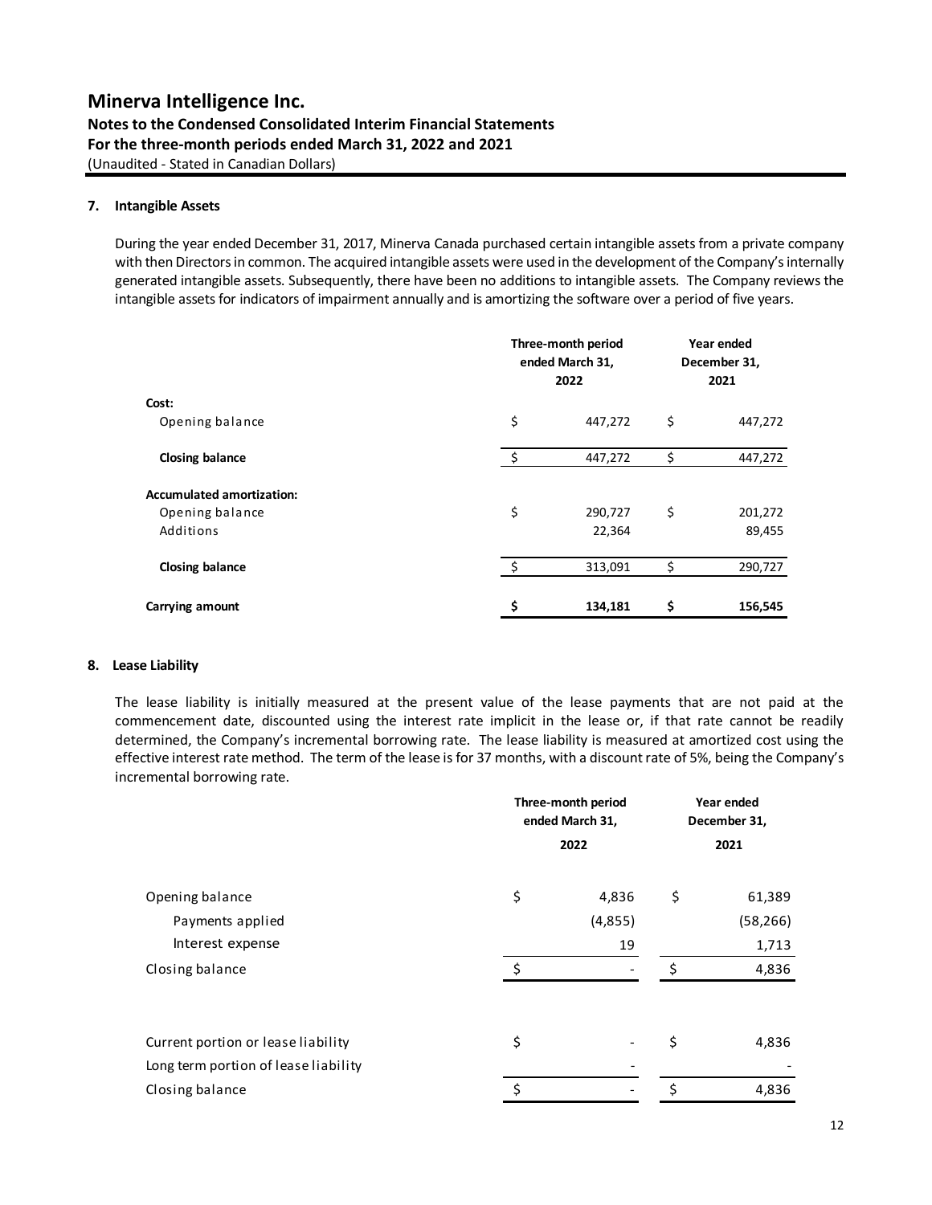# Minerva Intelligence Inc.
## Notes to the Condensed Consolidated Interim Financial Statements
## For the three-month periods ended March 31, 2022 and 2021
(Unaudited - Stated in Canadian Dollars)

### 7. Intangible Assets

During the year ended December 31, 2017, Minerva Canada purchased certain intangible assets from a private company with then Directors in common. The acquired intangible assets were used in the development of the Company's internally generated intangible assets. Subsequently, there have been no additions to intangible assets. The Company reviews the intangible assets for indicators of impairment annually and is amortizing the software over a period of five years.

| | Three-month period ended March 31, 2022 | Year ended December 31, 2021 |
|---|---|---|
| **Cost:** | | |
| Opening balance | $ 447,272 | $ 447,272 |
| **Closing balance** | $ 447,272 | $ 447,272 |
| **Accumulated amortization:** | | |
| Opening balance | $ 290,727 | $ 201,272 |
| Additions | 22,364 | 89,455 |
| **Closing balance** | $ 313,091 | $ 290,727 |
| **Carrying amount** | **$ 134,181** | **$ 156,545** |

### 8. Lease Liability

The lease liability is initially measured at the present value of the lease payments that are not paid at the commencement date, discounted using the interest rate implicit in the lease or, if that rate cannot be readily determined, the Company's incremental borrowing rate. The lease liability is measured at amortized cost using the effective interest rate method. The term of the lease is for 37 months, with a discount rate of 5%, being the Company's incremental borrowing rate.

| | Three-month period ended March 31, 2022 | Year ended December 31, 2021 |
|---|---|---|
| Opening balance | $ 4,836 | $ 61,389 |
| Payments applied | (4,855) | (58,266) |
| Interest expense | 19 | 1,713 |
| Closing balance | $ - | $ 4,836 |
| | | |
| Current portion or lease liability | $ - | $ 4,836 |
| Long term portion of lease liability | - | - |
| Closing balance | $ - | $ 4,836 |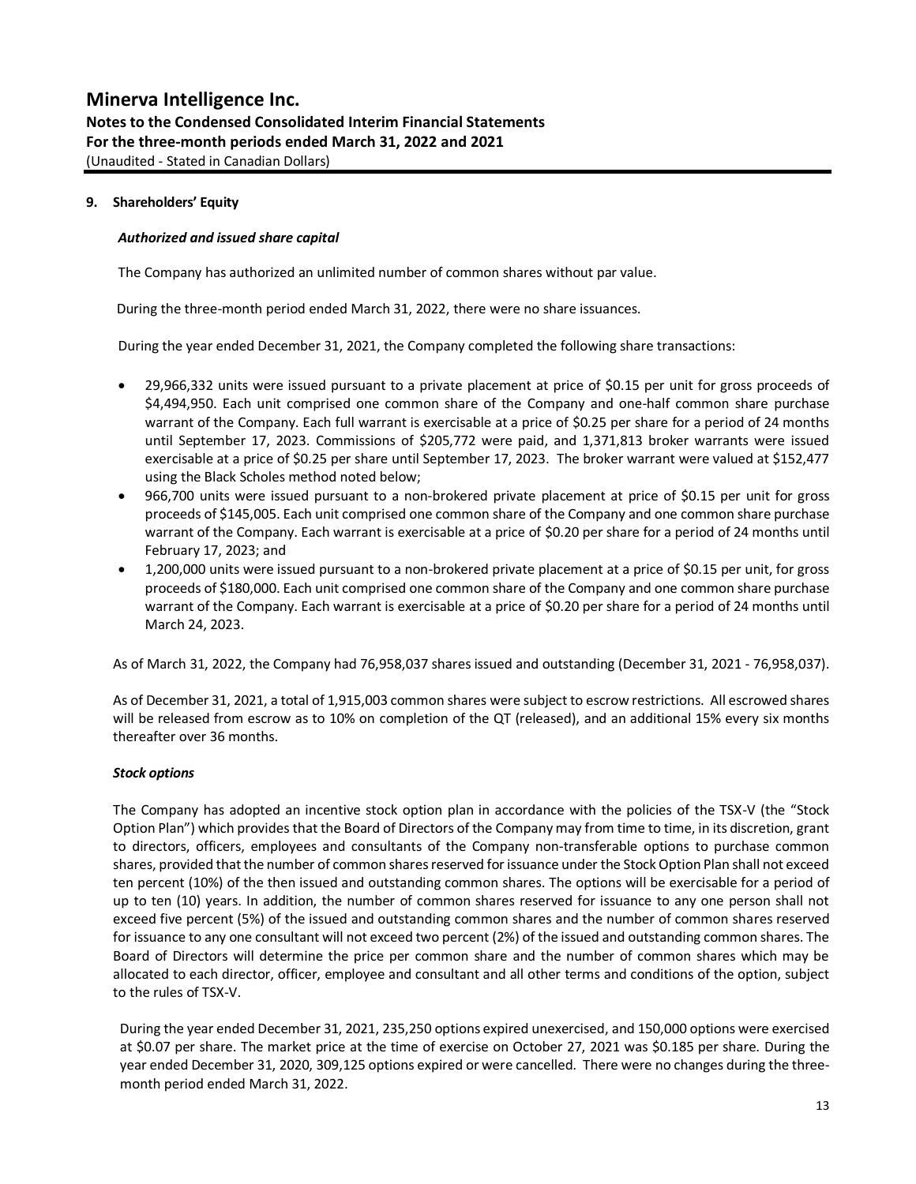## 9. Shareholders' Equity

### *Authorized and issued share capital*

The Company has authorized an unlimited number of common shares without par value.

During the three-month period ended March 31, 2022, there were no share issuances.

During the year ended December 31, 2021, the Company completed the following share transactions:

- 29,966,332 units were issued pursuant to a private placement at price of $0.15 per unit for gross proceeds of $4,494,950. Each unit comprised one common share of the Company and one-half common share purchase warrant of the Company. Each full warrant is exercisable at a price of $0.25 per share for a period of 24 months until September 17, 2023. Commissions of $205,772 were paid, and 1,371,813 broker warrants were issued exercisable at a price of $0.25 per share until September 17, 2023. The broker warrant were valued at $152,477 using the Black Scholes method noted below;
- 966,700 units were issued pursuant to a non-brokered private placement at price of $0.15 per unit for gross proceeds of $145,005. Each unit comprised one common share of the Company and one common share purchase warrant of the Company. Each warrant is exercisable at a price of $0.20 per share for a period of 24 months until February 17, 2023; and
- 1,200,000 units were issued pursuant to a non-brokered private placement at a price of $0.15 per unit, for gross proceeds of $180,000. Each unit comprised one common share of the Company and one common share purchase warrant of the Company. Each warrant is exercisable at a price of $0.20 per share for a period of 24 months until March 24, 2023.

As of March 31, 2022, the Company had 76,958,037 shares issued and outstanding (December 31, 2021 - 76,958,037).

As of December 31, 2021, a total of 1,915,003 common shares were subject to escrow restrictions. All escrowed shares will be released from escrow as to 10% on completion of the QT (released), and an additional 15% every six months thereafter over 36 months.

### *Stock options*

The Company has adopted an incentive stock option plan in accordance with the policies of the TSX-V (the "Stock Option Plan") which provides that the Board of Directors of the Company may from time to time, in its discretion, grant to directors, officers, employees and consultants of the Company non-transferable options to purchase common shares, provided that the number of common shares reserved for issuance under the Stock Option Plan shall not exceed ten percent (10%) of the then issued and outstanding common shares. The options will be exercisable for a period of up to ten (10) years. In addition, the number of common shares reserved for issuance to any one person shall not exceed five percent (5%) of the issued and outstanding common shares and the number of common shares reserved for issuance to any one consultant will not exceed two percent (2%) of the issued and outstanding common shares. The Board of Directors will determine the price per common share and the number of common shares which may be allocated to each director, officer, employee and consultant and all other terms and conditions of the option, subject to the rules of TSX-V.

During the year ended December 31, 2021, 235,250 options expired unexercised, and 150,000 options were exercised at $0.07 per share. The market price at the time of exercise on October 27, 2021 was $0.185 per share. During the year ended December 31, 2020, 309,125 options expired or were cancelled. There were no changes during the three-month period ended March 31, 2022.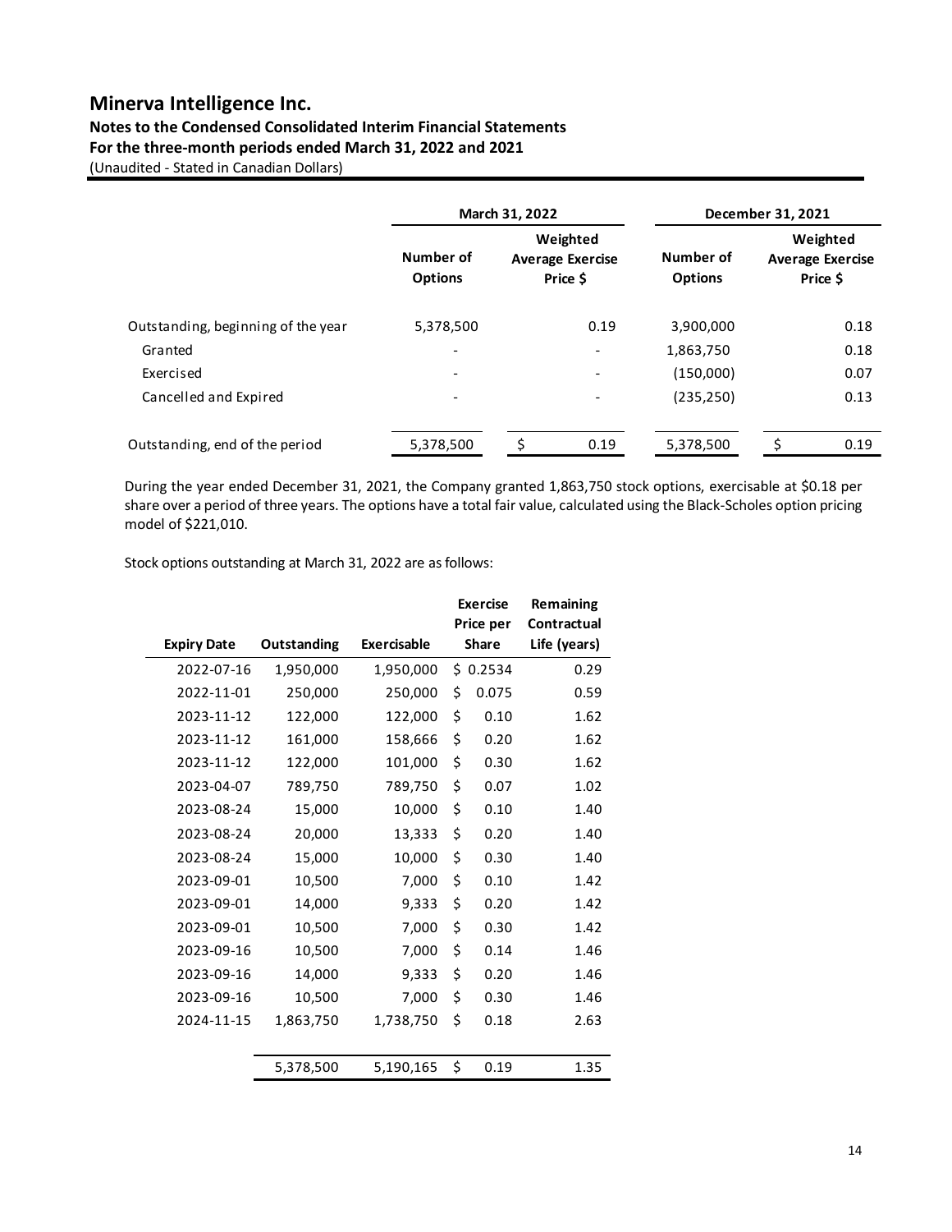# Minerva Intelligence Inc.

**Notes to the Condensed Consolidated Interim Financial Statements**
**For the three-month periods ended March 31, 2022 and 2021**
(Unaudited - Stated in Canadian Dollars)

| | March 31, 2022 | | December 31, 2021 | |
|---|---|---|---|---|
| | Number of Options | Weighted Average Exercise Price $ | Number of Options | Weighted Average Exercise Price $ |
| Outstanding, beginning of the year | 5,378,500 | 0.19 | 3,900,000 | 0.18 |
| Granted | - | - | 1,863,750 | 0.18 |
| Exercised | - | - | (150,000) | 0.07 |
| Cancelled and Expired | - | - | (235,250) | 0.13 |
| Outstanding, end of the period | 5,378,500 | $ 0.19 | 5,378,500 | $ 0.19 |

During the year ended December 31, 2021, the Company granted 1,863,750 stock options, exercisable at $0.18 per share over a period of three years. The options have a total fair value, calculated using the Black-Scholes option pricing model of $221,010.

Stock options outstanding at March 31, 2022 are as follows:

| Expiry Date | Outstanding | Exercisable | Exercise Price per Share | Remaining Contractual Life (years) |
|---|---|---|---|---|
| 2022-07-16 | 1,950,000 | 1,950,000 | $ 0.2534 | 0.29 |
| 2022-11-01 | 250,000 | 250,000 | $ 0.075 | 0.59 |
| 2023-11-12 | 122,000 | 122,000 | $ 0.10 | 1.62 |
| 2023-11-12 | 161,000 | 158,666 | $ 0.20 | 1.62 |
| 2023-11-12 | 122,000 | 101,000 | $ 0.30 | 1.62 |
| 2023-04-07 | 789,750 | 789,750 | $ 0.07 | 1.02 |
| 2023-08-24 | 15,000 | 10,000 | $ 0.10 | 1.40 |
| 2023-08-24 | 20,000 | 13,333 | $ 0.20 | 1.40 |
| 2023-08-24 | 15,000 | 10,000 | $ 0.30 | 1.40 |
| 2023-09-01 | 10,500 | 7,000 | $ 0.10 | 1.42 |
| 2023-09-01 | 14,000 | 9,333 | $ 0.20 | 1.42 |
| 2023-09-01 | 10,500 | 7,000 | $ 0.30 | 1.42 |
| 2023-09-16 | 10,500 | 7,000 | $ 0.14 | 1.46 |
| 2023-09-16 | 14,000 | 9,333 | $ 0.20 | 1.46 |
| 2023-09-16 | 10,500 | 7,000 | $ 0.30 | 1.46 |
| 2024-11-15 | 1,863,750 | 1,738,750 | $ 0.18 | 2.63 |
| | 5,378,500 | 5,190,165 | $ 0.19 | 1.35 |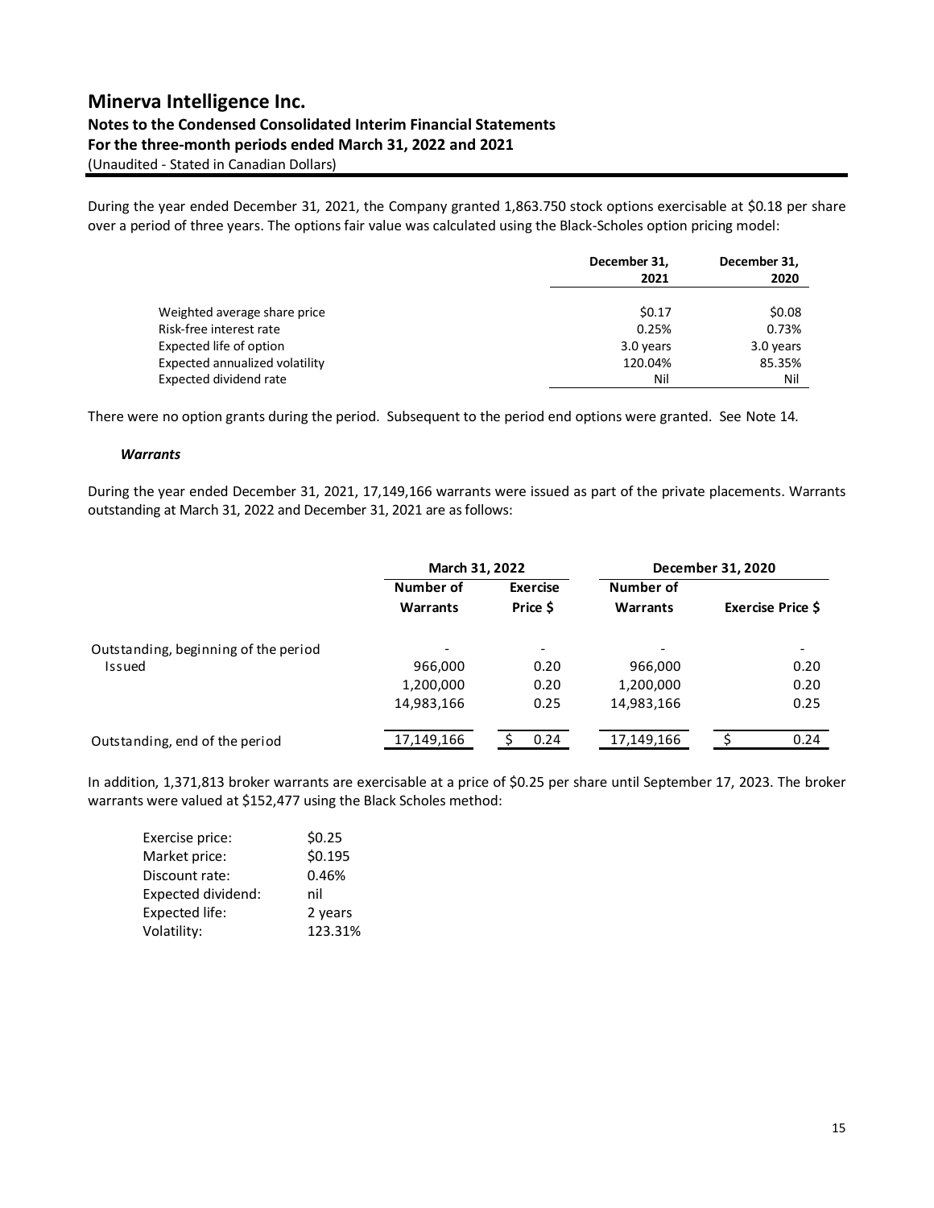During the year ended December 31, 2021, the Company granted 1,863.750 stock options exercisable at $0.18 per share over a period of three years. The options fair value was calculated using the Black-Scholes option pricing model:

| | December 31, 2021 | December 31, 2020 |
|---|---|---|
| Weighted average share price | $0.17 | $0.08 |
| Risk-free interest rate | 0.25% | 0.73% |
| Expected life of option | 3.0 years | 3.0 years |
| Expected annualized volatility | 120.04% | 85.35% |
| Expected dividend rate | Nil | Nil |

There were no option grants during the period. Subsequent to the period end options were granted. See Note 14.

***Warrants***

During the year ended December 31, 2021, 17,149,166 warrants were issued as part of the private placements. Warrants outstanding at March 31, 2022 and December 31, 2021 are as follows:

| | March 31, 2022 | | December 31, 2020 | |
|---|---|---|---|---|
| | Number of Warrants | Exercise Price $ | Number of Warrants | Exercise Price $ |
| Outstanding, beginning of the period | - | - | - | - |
| Issued | 966,000 | 0.20 | 966,000 | 0.20 |
| | 1,200,000 | 0.20 | 1,200,000 | 0.20 |
| | 14,983,166 | 0.25 | 14,983,166 | 0.25 |
| Outstanding, end of the period | 17,149,166 | $ 0.24 | 17,149,166 | $ 0.24 |

In addition, 1,371,813 broker warrants are exercisable at a price of $0.25 per share until September 17, 2023. The broker warrants were valued at $152,477 using the Black Scholes method:

| | |
|---|---|
| Exercise price: | $0.25 |
| Market price: | $0.195 |
| Discount rate: | 0.46% |
| Expected dividend: | nil |
| Expected life: | 2 years |
| Volatility: | 123.31% |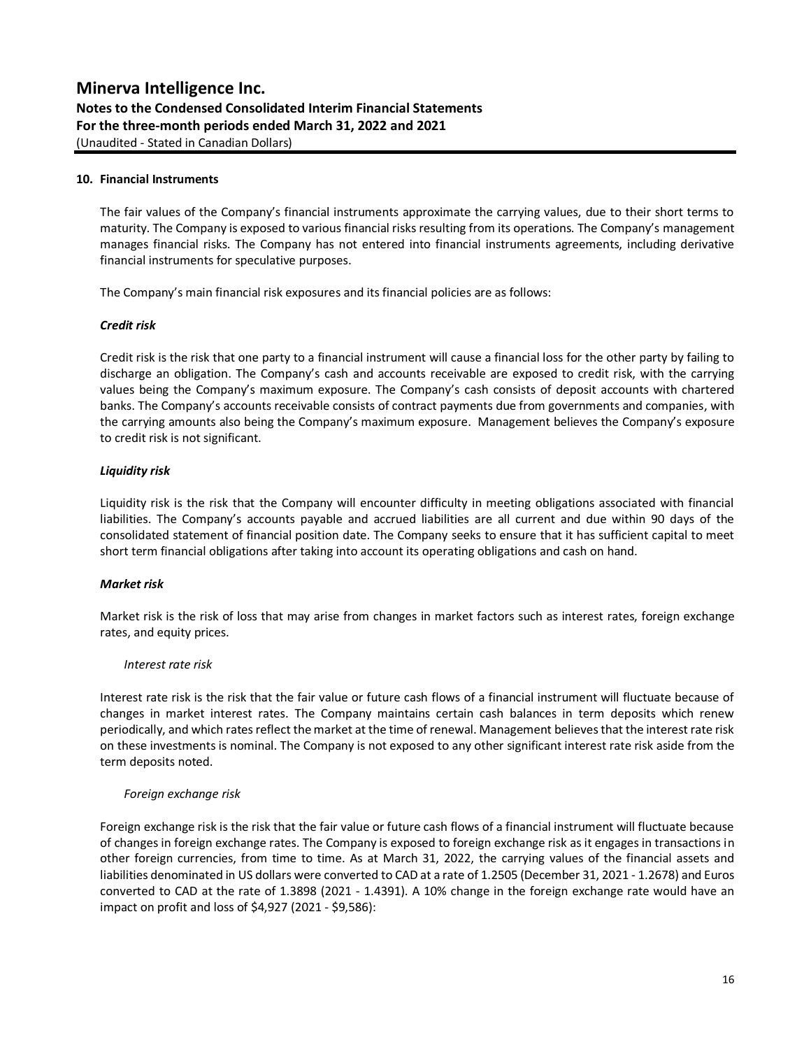## 10. Financial Instruments

The fair values of the Company's financial instruments approximate the carrying values, due to their short terms to maturity. The Company is exposed to various financial risks resulting from its operations. The Company's management manages financial risks. The Company has not entered into financial instruments agreements, including derivative financial instruments for speculative purposes.

The Company's main financial risk exposures and its financial policies are as follows:

***Credit risk***

Credit risk is the risk that one party to a financial instrument will cause a financial loss for the other party by failing to discharge an obligation. The Company's cash and accounts receivable are exposed to credit risk, with the carrying values being the Company's maximum exposure. The Company's cash consists of deposit accounts with chartered banks. The Company's accounts receivable consists of contract payments due from governments and companies, with the carrying amounts also being the Company's maximum exposure. Management believes the Company's exposure to credit risk is not significant.

***Liquidity risk***

Liquidity risk is the risk that the Company will encounter difficulty in meeting obligations associated with financial liabilities. The Company's accounts payable and accrued liabilities are all current and due within 90 days of the consolidated statement of financial position date. The Company seeks to ensure that it has sufficient capital to meet short term financial obligations after taking into account its operating obligations and cash on hand.

***Market risk***

Market risk is the risk of loss that may arise from changes in market factors such as interest rates, foreign exchange rates, and equity prices.

*Interest rate risk*

Interest rate risk is the risk that the fair value or future cash flows of a financial instrument will fluctuate because of changes in market interest rates. The Company maintains certain cash balances in term deposits which renew periodically, and which rates reflect the market at the time of renewal. Management believes that the interest rate risk on these investments is nominal. The Company is not exposed to any other significant interest rate risk aside from the term deposits noted.

*Foreign exchange risk*

Foreign exchange risk is the risk that the fair value or future cash flows of a financial instrument will fluctuate because of changes in foreign exchange rates. The Company is exposed to foreign exchange risk as it engages in transactions in other foreign currencies, from time to time. As at March 31, 2022, the carrying values of the financial assets and liabilities denominated in US dollars were converted to CAD at a rate of 1.2505 (December 31, 2021 - 1.2678) and Euros converted to CAD at the rate of 1.3898 (2021 - 1.4391). A 10% change in the foreign exchange rate would have an impact on profit and loss of $4,927 (2021 - $9,586):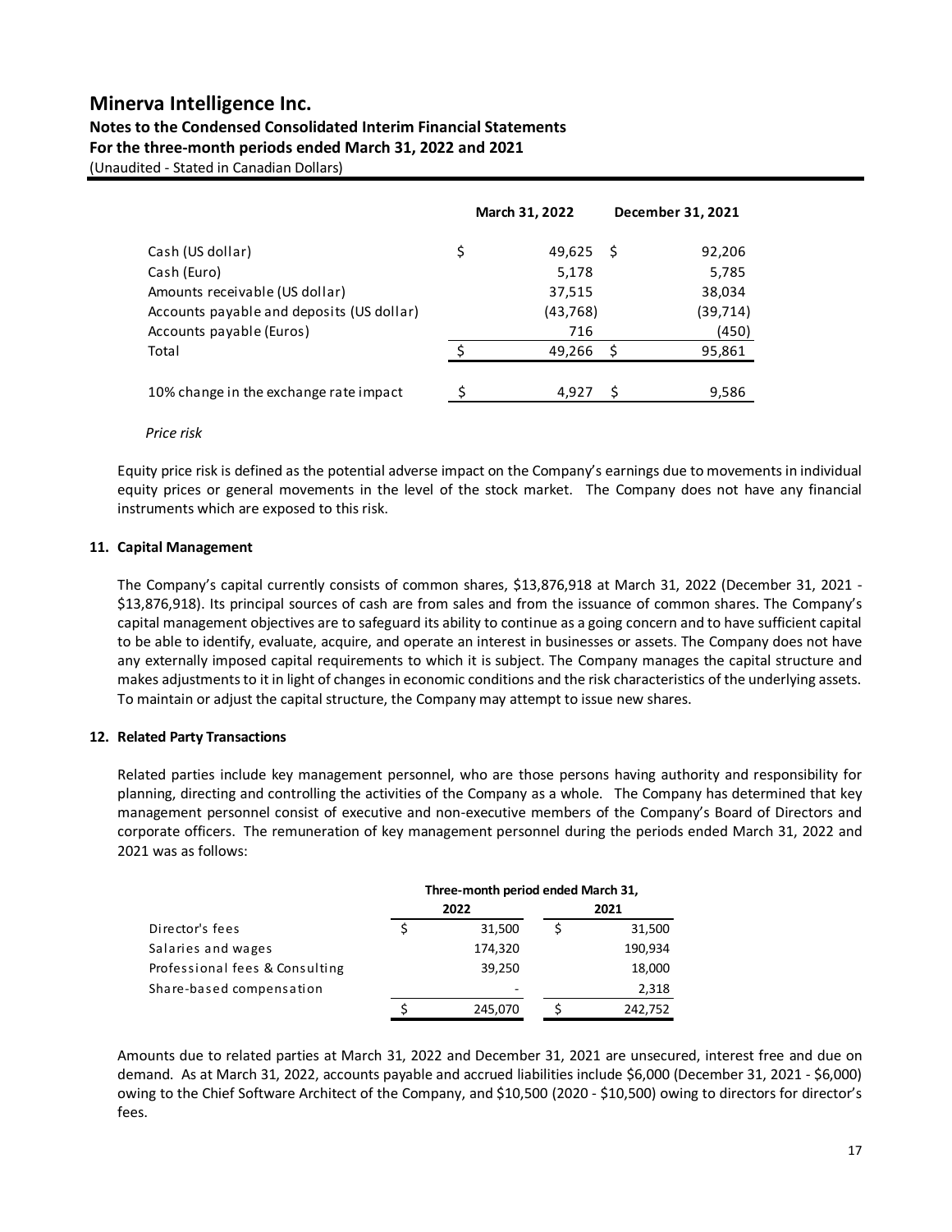|  | March 31, 2022 | December 31, 2021 |
|---|---|---|
| Cash (US dollar) | $ 49,625 | $ 92,206 |
| Cash (Euro) | 5,178 | 5,785 |
| Amounts receivable (US dollar) | 37,515 | 38,034 |
| Accounts payable and deposits (US dollar) | (43,768) | (39,714) |
| Accounts payable (Euros) | 716 | (450) |
| Total | $ 49,266 | $ 95,861 |
|  |  |  |
| 10% change in the exchange rate impact | $ 4,927 | $ 9,586 |

*Price risk*

Equity price risk is defined as the potential adverse impact on the Company's earnings due to movements in individual equity prices or general movements in the level of the stock market. The Company does not have any financial instruments which are exposed to this risk.

## 11. Capital Management

The Company's capital currently consists of common shares, $13,876,918 at March 31, 2022 (December 31, 2021 - $13,876,918). Its principal sources of cash are from sales and from the issuance of common shares. The Company's capital management objectives are to safeguard its ability to continue as a going concern and to have sufficient capital to be able to identify, evaluate, acquire, and operate an interest in businesses or assets. The Company does not have any externally imposed capital requirements to which it is subject. The Company manages the capital structure and makes adjustments to it in light of changes in economic conditions and the risk characteristics of the underlying assets. To maintain or adjust the capital structure, the Company may attempt to issue new shares.

## 12. Related Party Transactions

Related parties include key management personnel, who are those persons having authority and responsibility for planning, directing and controlling the activities of the Company as a whole. The Company has determined that key management personnel consist of executive and non-executive members of the Company's Board of Directors and corporate officers. The remuneration of key management personnel during the periods ended March 31, 2022 and 2021 was as follows:

|  | Three-month period ended March 31, | |
|---|---|---|
|  | 2022 | 2021 |
| Director's fees | $ 31,500 | $ 31,500 |
| Salaries and wages | 174,320 | 190,934 |
| Professional fees & Consulting | 39,250 | 18,000 |
| Share-based compensation | - | 2,318 |
|  | $ 245,070 | $ 242,752 |

Amounts due to related parties at March 31, 2022 and December 31, 2021 are unsecured, interest free and due on demand. As at March 31, 2022, accounts payable and accrued liabilities include $6,000 (December 31, 2021 - $6,000) owing to the Chief Software Architect of the Company, and $10,500 (2020 - $10,500) owing to directors for director's fees.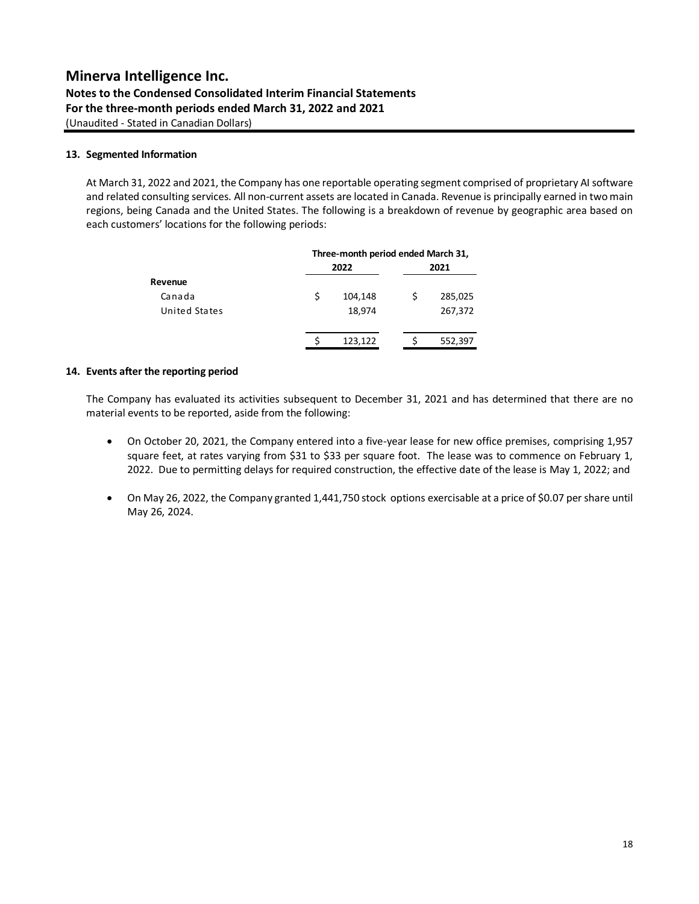## 13. Segmented Information

At March 31, 2022 and 2021, the Company has one reportable operating segment comprised of proprietary AI software and related consulting services. All non-current assets are located in Canada. Revenue is principally earned in two main regions, being Canada and the United States. The following is a breakdown of revenue by geographic area based on each customers' locations for the following periods:

| | Three-month period ended March 31, | |
|---|---|---|
| | 2022 | 2021 |
| **Revenue** | | |
| Canada | $ 104,148 | $ 285,025 |
| United States | 18,974 | 267,372 |
| | $ 123,122 | $ 552,397 |

## 14. Events after the reporting period

The Company has evaluated its activities subsequent to December 31, 2021 and has determined that there are no material events to be reported, aside from the following:

- On October 20, 2021, the Company entered into a five-year lease for new office premises, comprising 1,957 square feet, at rates varying from $31 to $33 per square foot. The lease was to commence on February 1, 2022. Due to permitting delays for required construction, the effective date of the lease is May 1, 2022; and
- On May 26, 2022, the Company granted 1,441,750 stock options exercisable at a price of $0.07 per share until May 26, 2024.